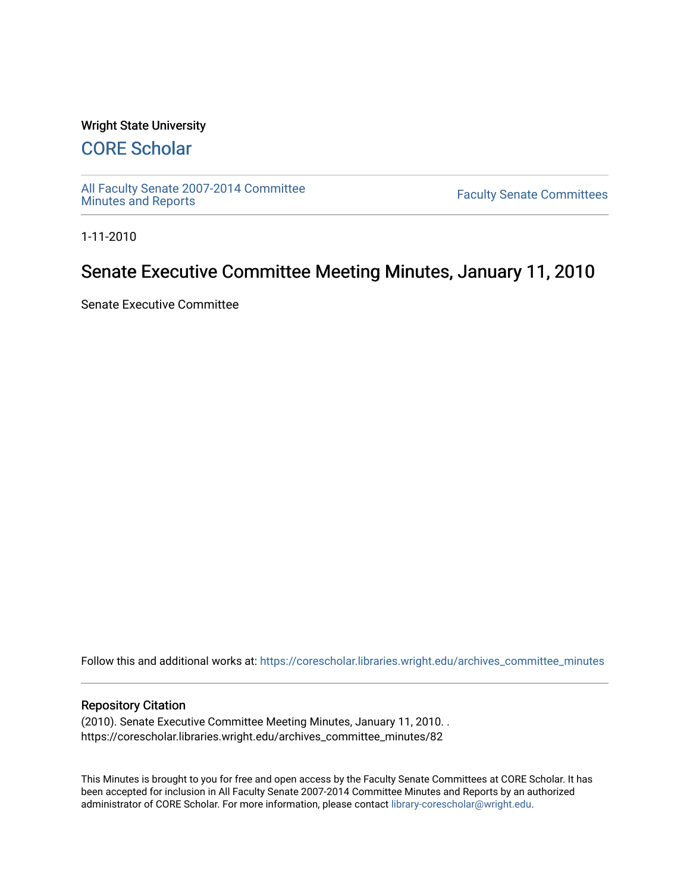Wright State University

## CORE Scholar

All Faculty Senate 2007-2014 Committee Minutes and Reports

Faculty Senate Committees

1-11-2010

# Senate Executive Committee Meeting Minutes, January 11, 2010

Senate Executive Committee

Follow this and additional works at: https://corescholar.libraries.wright.edu/archives_committee_minutes

### Repository Citation

(2010). Senate Executive Committee Meeting Minutes, January 11, 2010. .
https://corescholar.libraries.wright.edu/archives_committee_minutes/82

This Minutes is brought to you for free and open access by the Faculty Senate Committees at CORE Scholar. It has been accepted for inclusion in All Faculty Senate 2007-2014 Committee Minutes and Reports by an authorized administrator of CORE Scholar. For more information, please contact library-corescholar@wright.edu.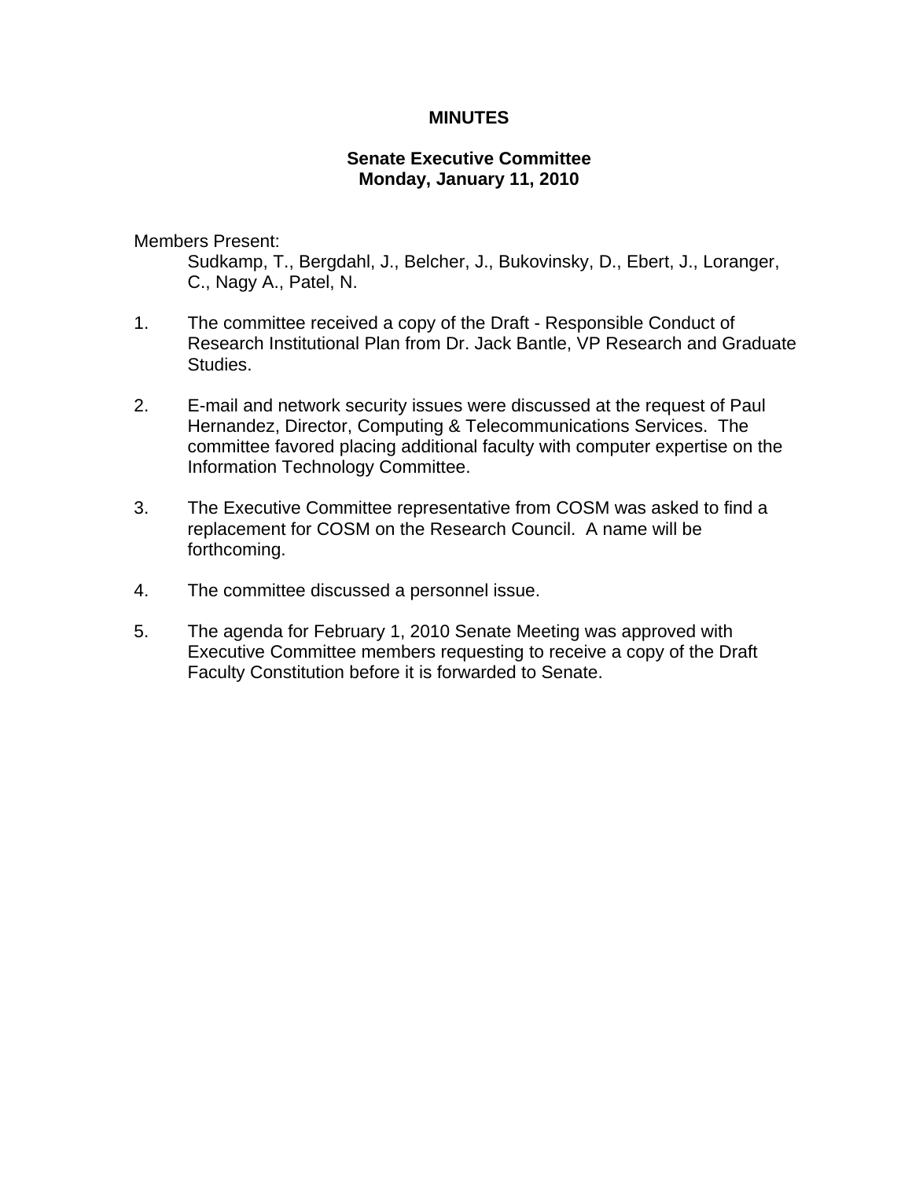**MINUTES**

**Senate Executive Committee**
**Monday, January 11, 2010**

Members Present:
Sudkamp, T., Bergdahl, J., Belcher, J., Bukovinsky, D., Ebert, J., Loranger, C., Nagy A., Patel, N.

1. The committee received a copy of the Draft - Responsible Conduct of Research Institutional Plan from Dr. Jack Bantle, VP Research and Graduate Studies.

2. E-mail and network security issues were discussed at the request of Paul Hernandez, Director, Computing & Telecommunications Services. The committee favored placing additional faculty with computer expertise on the Information Technology Committee.

3. The Executive Committee representative from COSM was asked to find a replacement for COSM on the Research Council. A name will be forthcoming.

4. The committee discussed a personnel issue.

5. The agenda for February 1, 2010 Senate Meeting was approved with Executive Committee members requesting to receive a copy of the Draft Faculty Constitution before it is forwarded to Senate.